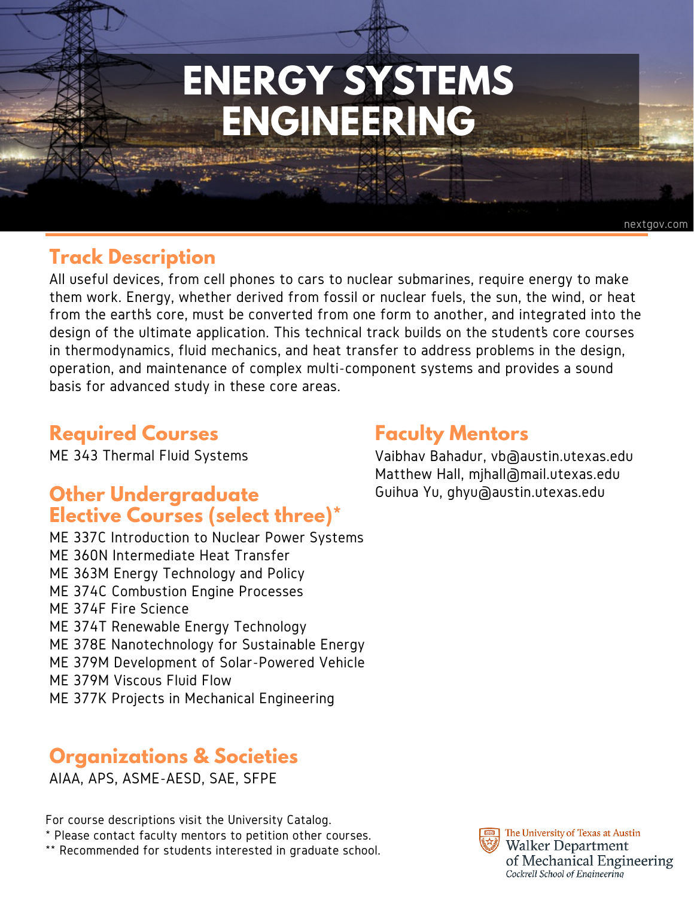# ENERGY SYSTEMS ENGINEERING

nextgov.com

## Track Description

All useful devices, from cell phones to cars to nuclear submarines, require energy to make them work. Energy, whether derived from fossil or nuclear fuels, the sun, the wind, or heat from the earth's core, must be converted from one form to another, and integrated into the design of the ultimate application. This technical track builds on the student's core courses in thermodynamics, fluid mechanics, and heat transfer to address problems in the design, operation, and maintenance of complex multi-component systems and provides a sound basis for advanced study in these core areas.

## Required Courses

ME 343 Thermal Fluid Systems

## Other Undergraduate Elective Courses (select three)*

ME 337C Introduction to Nuclear Power Systems
ME 360N Intermediate Heat Transfer
ME 363M Energy Technology and Policy
ME 374C Combustion Engine Processes
ME 374F Fire Science
ME 374T Renewable Energy Technology
ME 378E Nanotechnology for Sustainable Energy
ME 379M Development of Solar-Powered Vehicle
ME 379M Viscous Fluid Flow
ME 377K Projects in Mechanical Engineering

## Faculty Mentors

Vaibhav Bahadur, vb@austin.utexas.edu
Matthew Hall, mjhall@mail.utexas.edu
Guihua Yu, ghyu@austin.utexas.edu

## Organizations & Societies

AIAA, APS, ASME-AESD, SAE, SFPE

For course descriptions visit the University Catalog.
* Please contact faculty mentors to petition other courses.
** Recommended for students interested in graduate school.

The University of Texas at Austin
Walker Department of Mechanical Engineering
Cockrell School of Engineering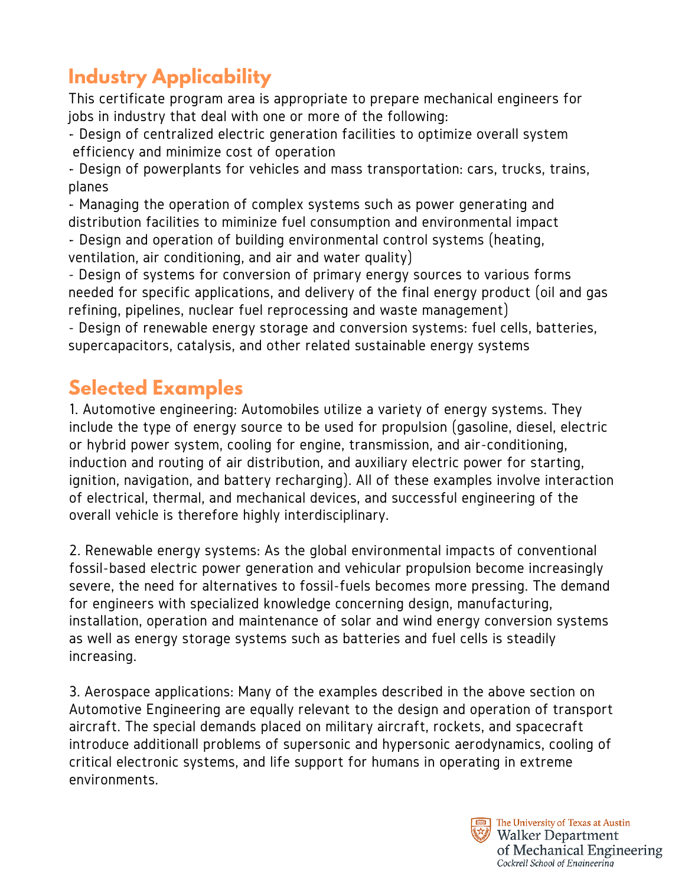## Industry Applicability

This certificate program area is appropriate to prepare mechanical engineers for jobs in industry that deal with one or more of the following:

- Design of centralized electric generation facilities to optimize overall system efficiency and minimize cost of operation
- Design of powerplants for vehicles and mass transportation: cars, trucks, trains, planes
- Managing the operation of complex systems such as power generating and distribution facilities to miminize fuel consumption and environmental impact
- Design and operation of building environmental control systems (heating, ventilation, air conditioning, and air and water quality)
- Design of systems for conversion of primary energy sources to various forms needed for specific applications, and delivery of the final energy product (oil and gas refining, pipelines, nuclear fuel reprocessing and waste management)
- Design of renewable energy storage and conversion systems: fuel cells, batteries, supercapacitors, catalysis, and other related sustainable energy systems

## Selected Examples

1. Automotive engineering: Automobiles utilize a variety of energy systems. They include the type of energy source to be used for propulsion (gasoline, diesel, electric or hybrid power system, cooling for engine, transmission, and air-conditioning, induction and routing of air distribution, and auxiliary electric power for starting, ignition, navigation, and battery recharging). All of these examples involve interaction of electrical, thermal, and mechanical devices, and successful engineering of the overall vehicle is therefore highly interdisciplinary.

2. Renewable energy systems: As the global environmental impacts of conventional fossil-based electric power generation and vehicular propulsion become increasingly severe, the need for alternatives to fossil-fuels becomes more pressing. The demand for engineers with specialized knowledge concerning design, manufacturing, installation, operation and maintenance of solar and wind energy conversion systems as well as energy storage systems such as batteries and fuel cells is steadily increasing.

3. Aerospace applications: Many of the examples described in the above section on Automotive Engineering are equally relevant to the design and operation of transport aircraft. The special demands placed on military aircraft, rockets, and spacecraft introduce additionall problems of supersonic and hypersonic aerodynamics, cooling of critical electronic systems, and life support for humans in operating in extreme environments.

The University of Texas at Austin
Walker Department of Mechanical Engineering
Cockrell School of Engineering